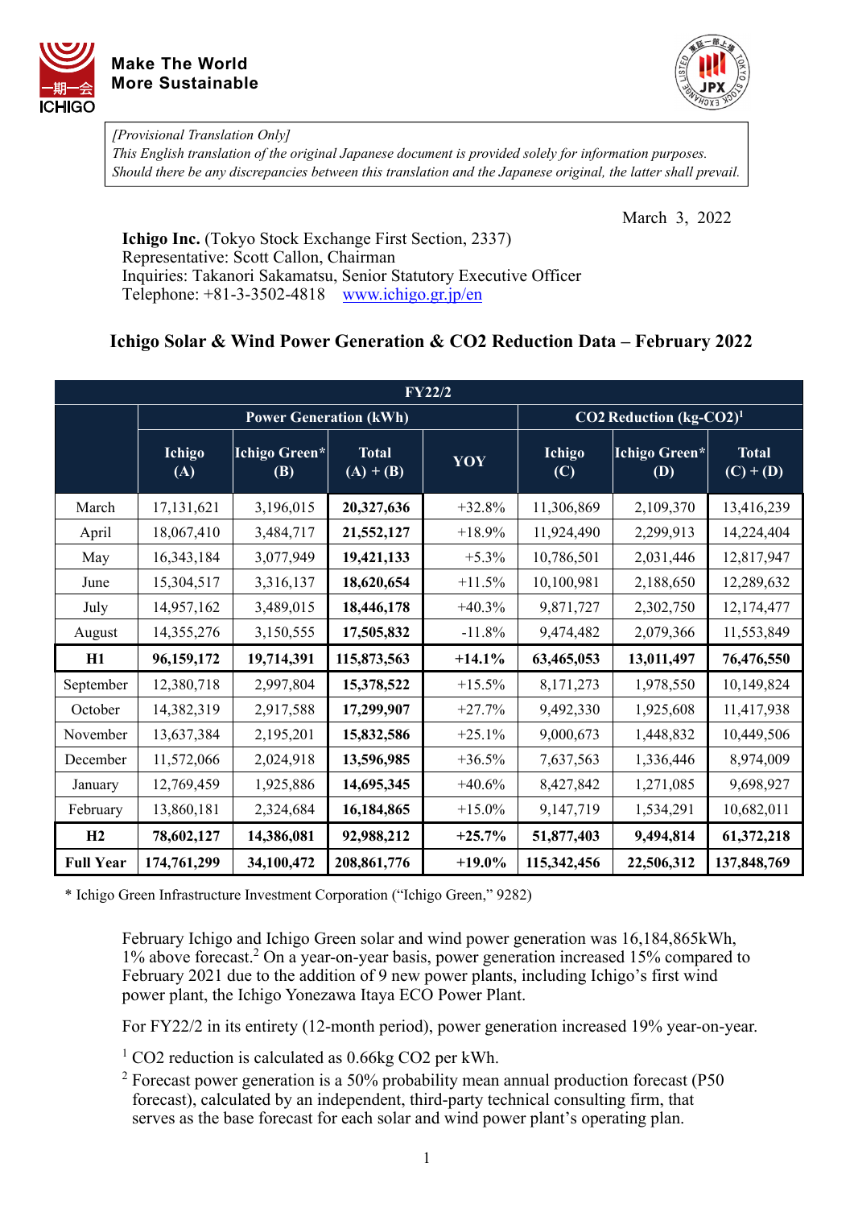Make The World
More Sustainable

*[Provisional Translation Only]*
*This English translation of the original Japanese document is provided solely for information purposes.*
*Should there be any discrepancies between this translation and the Japanese original, the latter shall prevail.*

March 3, 2022

**Ichigo Inc.** (Tokyo Stock Exchange First Section, 2337)
Representative: Scott Callon, Chairman
Inquiries: Takanori Sakamatsu, Senior Statutory Executive Officer
Telephone: +81-3-3502-4818 www.ichigo.gr.jp/en

## Ichigo Solar & Wind Power Generation & CO2 Reduction Data – February 2022

| FY22/2 | | | | | | | |
|---|---|---|---|---|---|---|---|
| | Power Generation (kWh) | | | | CO2 Reduction (kg-CO2)[1] | | |
| | Ichigo (A) | Ichigo Green* (B) | Total (A) + (B) | YOY | Ichigo (C) | Ichigo Green* (D) | Total (C) + (D) |
| March | 17,131,621 | 3,196,015 | **20,327,636** | +32.8% | 11,306,869 | 2,109,370 | 13,416,239 |
| April | 18,067,410 | 3,484,717 | **21,552,127** | +18.9% | 11,924,490 | 2,299,913 | 14,224,404 |
| May | 16,343,184 | 3,077,949 | **19,421,133** | +5.3% | 10,786,501 | 2,031,446 | 12,817,947 |
| June | 15,304,517 | 3,316,137 | **18,620,654** | +11.5% | 10,100,981 | 2,188,650 | 12,289,632 |
| July | 14,957,162 | 3,489,015 | **18,446,178** | +40.3% | 9,871,727 | 2,302,750 | 12,174,477 |
| August | 14,355,276 | 3,150,555 | **17,505,832** | -11.8% | 9,474,482 | 2,079,366 | 11,553,849 |
| **H1** | **96,159,172** | **19,714,391** | **115,873,563** | **+14.1%** | **63,465,053** | **13,011,497** | **76,476,550** |
| September | 12,380,718 | 2,997,804 | **15,378,522** | +15.5% | 8,171,273 | 1,978,550 | 10,149,824 |
| October | 14,382,319 | 2,917,588 | **17,299,907** | +27.7% | 9,492,330 | 1,925,608 | 11,417,938 |
| November | 13,637,384 | 2,195,201 | **15,832,586** | +25.1% | 9,000,673 | 1,448,832 | 10,449,506 |
| December | 11,572,066 | 2,024,918 | **13,596,985** | +36.5% | 7,637,563 | 1,336,446 | 8,974,009 |
| January | 12,769,459 | 1,925,886 | **14,695,345** | +40.6% | 8,427,842 | 1,271,085 | 9,698,927 |
| February | 13,860,181 | 2,324,684 | **16,184,865** | +15.0% | 9,147,719 | 1,534,291 | 10,682,011 |
| **H2** | **78,602,127** | **14,386,081** | **92,988,212** | **+25.7%** | **51,877,403** | **9,494,814** | **61,372,218** |
| **Full Year** | **174,761,299** | **34,100,472** | **208,861,776** | **+19.0%** | **115,342,456** | **22,506,312** | **137,848,769** |

\* Ichigo Green Infrastructure Investment Corporation ("Ichigo Green," 9282)

February Ichigo and Ichigo Green solar and wind power generation was 16,184,865kWh, 1% above forecast.[2] On a year-on-year basis, power generation increased 15% compared to February 2021 due to the addition of 9 new power plants, including Ichigo's first wind power plant, the Ichigo Yonezawa Itaya ECO Power Plant.

For FY22/2 in its entirety (12-month period), power generation increased 19% year-on-year.

[1] CO2 reduction is calculated as 0.66kg CO2 per kWh.

[2] Forecast power generation is a 50% probability mean annual production forecast (P50 forecast), calculated by an independent, third-party technical consulting firm, that serves as the base forecast for each solar and wind power plant's operating plan.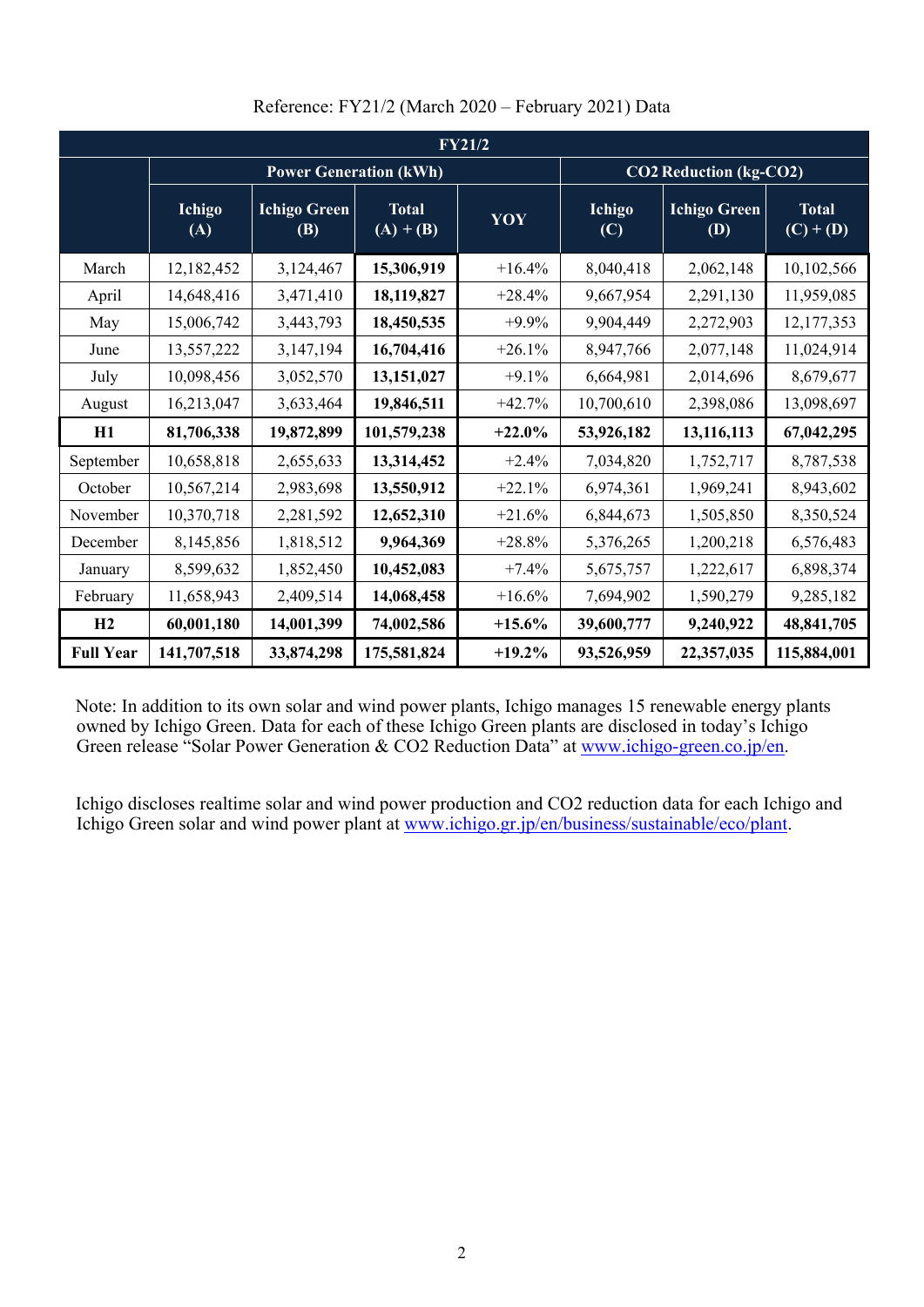Reference: FY21/2 (March 2020 – February 2021) Data

| FY21/2 | | | | | | | |
|---|---|---|---|---|---|---|---|
| | Power Generation (kWh) | | | | CO2 Reduction (kg-CO2) | | |
| | Ichigo (A) | Ichigo Green (B) | Total (A) + (B) | YOY | Ichigo (C) | Ichigo Green (D) | Total (C) + (D) |
| March | 12,182,452 | 3,124,467 | **15,306,919** | +16.4% | 8,040,418 | 2,062,148 | 10,102,566 |
| April | 14,648,416 | 3,471,410 | **18,119,827** | +28.4% | 9,667,954 | 2,291,130 | 11,959,085 |
| May | 15,006,742 | 3,443,793 | **18,450,535** | +9.9% | 9,904,449 | 2,272,903 | 12,177,353 |
| June | 13,557,222 | 3,147,194 | **16,704,416** | +26.1% | 8,947,766 | 2,077,148 | 11,024,914 |
| July | 10,098,456 | 3,052,570 | **13,151,027** | +9.1% | 6,664,981 | 2,014,696 | 8,679,677 |
| August | 16,213,047 | 3,633,464 | **19,846,511** | +42.7% | 10,700,610 | 2,398,086 | 13,098,697 |
| **H1** | **81,706,338** | **19,872,899** | **101,579,238** | **+22.0%** | **53,926,182** | **13,116,113** | **67,042,295** |
| September | 10,658,818 | 2,655,633 | **13,314,452** | +2.4% | 7,034,820 | 1,752,717 | 8,787,538 |
| October | 10,567,214 | 2,983,698 | **13,550,912** | +22.1% | 6,974,361 | 1,969,241 | 8,943,602 |
| November | 10,370,718 | 2,281,592 | **12,652,310** | +21.6% | 6,844,673 | 1,505,850 | 8,350,524 |
| December | 8,145,856 | 1,818,512 | **9,964,369** | +28.8% | 5,376,265 | 1,200,218 | 6,576,483 |
| January | 8,599,632 | 1,852,450 | **10,452,083** | +7.4% | 5,675,757 | 1,222,617 | 6,898,374 |
| February | 11,658,943 | 2,409,514 | **14,068,458** | +16.6% | 7,694,902 | 1,590,279 | 9,285,182 |
| **H2** | **60,001,180** | **14,001,399** | **74,002,586** | **+15.6%** | **39,600,777** | **9,240,922** | **48,841,705** |
| **Full Year** | **141,707,518** | **33,874,298** | **175,581,824** | **+19.2%** | **93,526,959** | **22,357,035** | **115,884,001** |

Note: In addition to its own solar and wind power plants, Ichigo manages 15 renewable energy plants owned by Ichigo Green. Data for each of these Ichigo Green plants are disclosed in today's Ichigo Green release "Solar Power Generation & CO2 Reduction Data" at www.ichigo-green.co.jp/en.

Ichigo discloses realtime solar and wind power production and CO2 reduction data for each Ichigo and Ichigo Green solar and wind power plant at www.ichigo.gr.jp/en/business/sustainable/eco/plant.